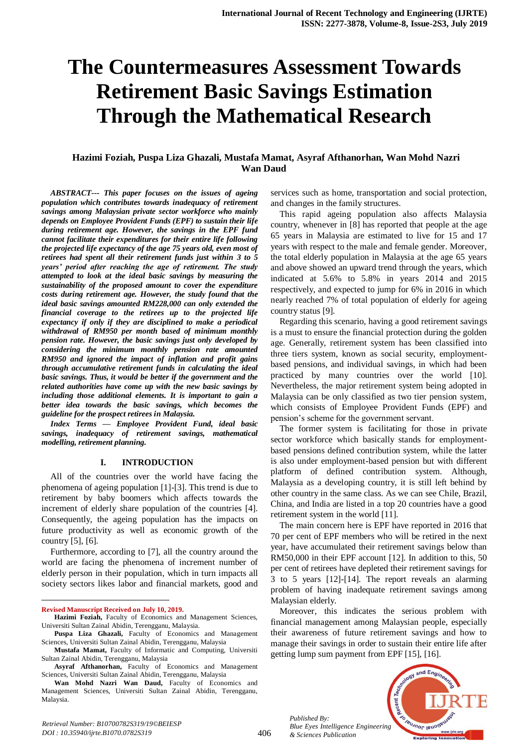# The Countermeasures Assessment Towards Retirement Basic Savings Estimation Through the Mathematical Research

**Hazimi Foziah, Puspa Liza Ghazali, Mustafa Mamat, Asyraf Afthanorhan, Wan Mohd Nazri Wan Daud**

***ABSTRACT--- This paper focuses on the issues of ageing population which contributes towards inadequacy of retirement savings among Malaysian private sector workforce who mainly depends on Employee Provident Funds (EPF) to sustain their life during retirement age. However, the savings in the EPF fund cannot facilitate their expenditures for their entire life following the projected life expectancy of the age 75 years old, even most of retirees had spent all their retirement funds just within 3 to 5 years' period after reaching the age of retirement. The study attempted to look at the ideal basic savings by measuring the sustainability of the proposed amount to cover the expenditure costs during retirement age. However, the study found that the ideal basic savings amounted RM228,000 can only extended the financial coverage to the retirees up to the projected life expectancy if only if they are disciplined to make a periodical withdrawal of RM950 per month based of minimum monthly pension rate. However, the basic savings just only developed by considering the minimum monthly pension rate amounted RM950 and ignored the impact of inflation and profit gains through accumulative retirement funds in calculating the ideal basic savings. Thus, it would be better if the government and the related authorities have come up with the new basic savings by including those additional elements. It is important to gain a better idea towards the basic savings, which becomes the guideline for the prospect retirees in Malaysia.***

***Index Terms — Employee Provident Fund, ideal basic savings, inadequacy of retirement savings, mathematical modelling, retirement planning.***

## I. INTRODUCTION

All of the countries over the world have facing the phenomena of ageing population [1]-[3]. This trend is due to retirement by baby boomers which affects towards the increment of elderly share population of the countries [4]. Consequently, the ageing population has the impacts on future productivity as well as economic growth of the country [5], [6].

Furthermore, according to [7], all the country around the world are facing the phenomena of increment number of elderly person in their population, which in turn impacts all society sectors likes labor and financial markets, good and services such as home, transportation and social protection, and changes in the family structures.

This rapid ageing population also affects Malaysia country, whenever in [8] has reported that people at the age 65 years in Malaysia are estimated to live for 15 and 17 years with respect to the male and female gender. Moreover, the total elderly population in Malaysia at the age 65 years and above showed an upward trend through the years, which indicated at 5.6% to 5.8% in years 2014 and 2015 respectively, and expected to jump for 6% in 2016 in which nearly reached 7% of total population of elderly for ageing country status [9].

Regarding this scenario, having a good retirement savings is a must to ensure the financial protection during the golden age. Generally, retirement system has been classified into three tiers system, known as social security, employment-based pensions, and individual savings, in which had been practiced by many countries over the world [10]. Nevertheless, the major retirement system being adopted in Malaysia can be only classified as two tier pension system, which consists of Employee Provident Funds (EPF) and pension's scheme for the government servant.

The former system is facilitating for those in private sector workforce which basically stands for employment-based pensions defined contribution system, while the latter is also under employment-based pension but with different platform of defined contribution system. Although, Malaysia as a developing country, it is still left behind by other country in the same class. As we can see Chile, Brazil, China, and India are listed in a top 20 countries have a good retirement system in the world [11].

The main concern here is EPF have reported in 2016 that 70 per cent of EPF members who will be retired in the next year, have accumulated their retirement savings below than RM50,000 in their EPF account [12]. In addition to this, 50 per cent of retirees have depleted their retirement savings for 3 to 5 years [12]-[14]. The report reveals an alarming problem of having inadequate retirement savings among Malaysian elderly.

Moreover, this indicates the serious problem with financial management among Malaysian people, especially their awareness of future retirement savings and how to manage their savings in order to sustain their entire life after getting lump sum payment from EPF [15], [16].

---

**Revised Manuscript Received on July 10, 2019.**

**Hazimi Foziah,** Faculty of Economics and Management Sciences, Universiti Sultan Zainal Abidin, Terengganu, Malaysia.

**Puspa Liza Ghazali,** Faculty of Economics and Management Sciences, Universiti Sultan Zainal Abidin, Terengganu, Malaysia

**Mustafa Mamat,** Faculty of Informatic and Computing, Universiti Sultan Zainal Abidin, Terengganu, Malaysia

**Asyraf Afthanorhan,** Faculty of Economics and Management Sciences, Universiti Sultan Zainal Abidin, Terengganu, Malaysia

**Wan Mohd Nazri Wan Daud,** Faculty of Economics and Management Sciences, Universiti Sultan Zainal Abidin, Terengganu, Malaysia.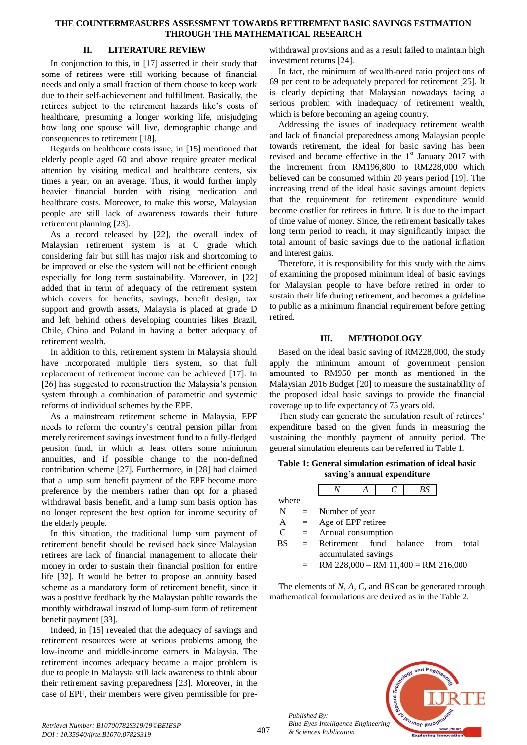## II. LITERATURE REVIEW

In conjunction to this, in [17] asserted in their study that some of retirees were still working because of financial needs and only a small fraction of them choose to keep work due to their self-achievement and fulfillment. Basically, the retirees subject to the retirement hazards like's costs of healthcare, presuming a longer working life, misjudging how long one spouse will live, demographic change and consequences to retirement [18].

Regards on healthcare costs issue, in [15] mentioned that elderly people aged 60 and above require greater medical attention by visiting medical and healthcare centers, six times a year, on an average. Thus, it would further imply heavier financial burden with rising medication and healthcare costs. Moreover, to make this worse, Malaysian people are still lack of awareness towards their future retirement planning [23].

As a record released by [22], the overall index of Malaysian retirement system is at C grade which considering fair but still has major risk and shortcoming to be improved or else the system will not be efficient enough especially for long term sustainability. Moreover, in [22] added that in term of adequacy of the retirement system which covers for benefits, savings, benefit design, tax support and growth assets, Malaysia is placed at grade D and left behind others developing countries likes Brazil, Chile, China and Poland in having a better adequacy of retirement wealth.

In addition to this, retirement system in Malaysia should have incorporated multiple tiers system, so that full replacement of retirement income can be achieved [17]. In [26] has suggested to reconstruction the Malaysia's pension system through a combination of parametric and systemic reforms of individual schemes by the EPF.

As a mainstream retirement scheme in Malaysia, EPF needs to reform the country's central pension pillar from merely retirement savings investment fund to a fully-fledged pension fund, in which at least offers some minimum annuities, and if possible change to the non-defined contribution scheme [27]. Furthermore, in [28] had claimed that a lump sum benefit payment of the EPF become more preference by the members rather than opt for a phased withdrawal basis benefit, and a lump sum basis option has no longer represent the best option for income security of the elderly people.

In this situation, the traditional lump sum payment of retirement benefit should be revised back since Malaysian retirees are lack of financial management to allocate their money in order to sustain their financial position for entire life [32]. It would be better to propose an annuity based scheme as a mandatory form of retirement benefit, since it was a positive feedback by the Malaysian public towards the monthly withdrawal instead of lump-sum form of retirement benefit payment [33].

Indeed, in [15] revealed that the adequacy of savings and retirement resources were at serious problems among the low-income and middle-income earners in Malaysia. The retirement incomes adequacy became a major problem is due to people in Malaysia still lack awareness to think about their retirement saving preparedness [23]. Moreover, in the case of EPF, their members were given permissible for pre-withdrawal provisions and as a result failed to maintain high investment returns [24].

In fact, the minimum of wealth-need ratio projections of 69 per cent to be adequately prepared for retirement [25]. It is clearly depicting that Malaysian nowadays facing a serious problem with inadequacy of retirement wealth, which is before becoming an ageing country.

Addressing the issues of inadequacy retirement wealth and lack of financial preparedness among Malaysian people towards retirement, the ideal for basic saving has been revised and become effective in the 1st January 2017 with the increment from RM196,800 to RM228,000 which believed can be consumed within 20 years period [19]. The increasing trend of the ideal basic savings amount depicts that the requirement for retirement expenditure would become costlier for retirees in future. It is due to the impact of time value of money. Since, the retirement basically takes long term period to reach, it may significantly impact the total amount of basic savings due to the national inflation and interest gains.

Therefore, it is responsibility for this study with the aims of examining the proposed minimum ideal of basic savings for Malaysian people to have before retired in order to sustain their life during retirement, and becomes a guideline to public as a minimum financial requirement before getting retired.

## III. METHODOLOGY

Based on the ideal basic saving of RM228,000, the study apply the minimum amount of government pension amounted to RM950 per month as mentioned in the Malaysian 2016 Budget [20] to measure the sustainability of the proposed ideal basic savings to provide the financial coverage up to life expectancy of 75 years old.

Then study can generate the simulation result of retirees' expenditure based on the given funds in measuring the sustaining the monthly payment of annuity period. The general simulation elements can be referred in Table 1.

**Table 1: General simulation estimation of ideal basic saving's annual expenditure**

| *N* | *A* | *C* | *BS* |
|---|---|---|---|

where

- N = Number of year
- A = Age of EPF retiree
- C = Annual consumption
- BS = Retirement fund balance from total accumulated savings
  = RM 228,000 – RM 11,400 = RM 216,000

The elements of *N*, *A*, *C*, and *BS* can be generated through mathematical formulations are derived as in the Table 2.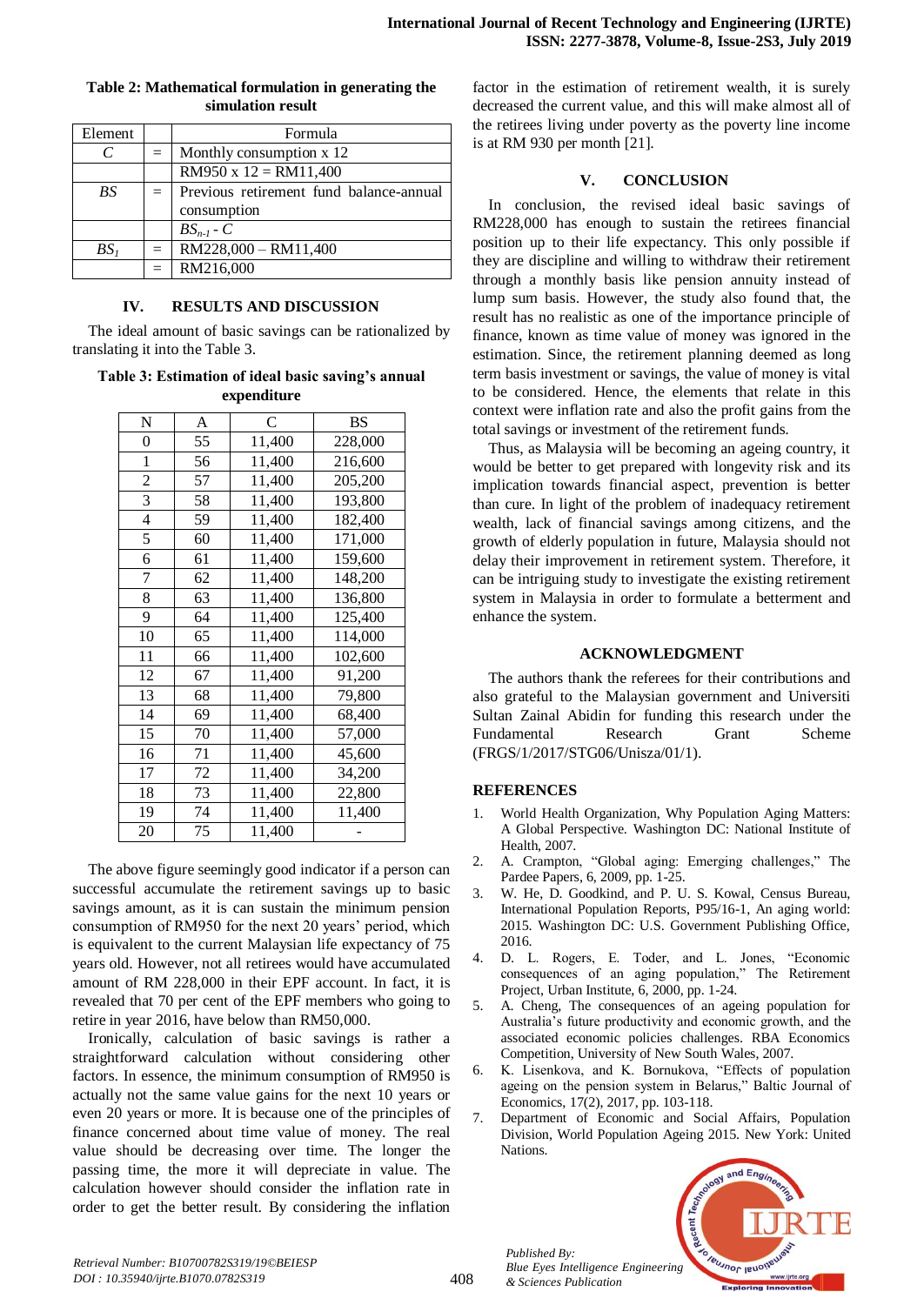**Table 2: Mathematical formulation in generating the simulation result**

| Element | | Formula |
|---|---|---|
| $C$ | = | Monthly consumption x 12 |
| | | RM950 x 12 = RM11,400 |
| $BS$ | = | Previous retirement fund balance-annual consumption |
| | | $BS_{n-1} - C$ |
| $BS_1$ | = | RM228,000 – RM11,400 |
| | = | RM216,000 |

## IV. RESULTS AND DISCUSSION

The ideal amount of basic savings can be rationalized by translating it into the Table 3.

**Table 3: Estimation of ideal basic saving's annual expenditure**

| N | A | C | BS |
|---|---|---|---|
| 0 | 55 | 11,400 | 228,000 |
| 1 | 56 | 11,400 | 216,600 |
| 2 | 57 | 11,400 | 205,200 |
| 3 | 58 | 11,400 | 193,800 |
| 4 | 59 | 11,400 | 182,400 |
| 5 | 60 | 11,400 | 171,000 |
| 6 | 61 | 11,400 | 159,600 |
| 7 | 62 | 11,400 | 148,200 |
| 8 | 63 | 11,400 | 136,800 |
| 9 | 64 | 11,400 | 125,400 |
| 10 | 65 | 11,400 | 114,000 |
| 11 | 66 | 11,400 | 102,600 |
| 12 | 67 | 11,400 | 91,200 |
| 13 | 68 | 11,400 | 79,800 |
| 14 | 69 | 11,400 | 68,400 |
| 15 | 70 | 11,400 | 57,000 |
| 16 | 71 | 11,400 | 45,600 |
| 17 | 72 | 11,400 | 34,200 |
| 18 | 73 | 11,400 | 22,800 |
| 19 | 74 | 11,400 | 11,400 |
| 20 | 75 | 11,400 | - |

The above figure seemingly good indicator if a person can successful accumulate the retirement savings up to basic savings amount, as it is can sustain the minimum pension consumption of RM950 for the next 20 years' period, which is equivalent to the current Malaysian life expectancy of 75 years old. However, not all retirees would have accumulated amount of RM 228,000 in their EPF account. In fact, it is revealed that 70 per cent of the EPF members who going to retire in year 2016, have below than RM50,000.

Ironically, calculation of basic savings is rather a straightforward calculation without considering other factors. In essence, the minimum consumption of RM950 is actually not the same value gains for the next 10 years or even 20 years or more. It is because one of the principles of finance concerned about time value of money. The real value should be decreasing over time. The longer the passing time, the more it will depreciate in value. The calculation however should consider the inflation rate in order to get the better result. By considering the inflation factor in the estimation of retirement wealth, it is surely decreased the current value, and this will make almost all of the retirees living under poverty as the poverty line income is at RM 930 per month [21].

## V. CONCLUSION

In conclusion, the revised ideal basic savings of RM228,000 has enough to sustain the retirees financial position up to their life expectancy. This only possible if they are discipline and willing to withdraw their retirement through a monthly basis like pension annuity instead of lump sum basis. However, the study also found that, the result has no realistic as one of the importance principle of finance, known as time value of money was ignored in the estimation. Since, the retirement planning deemed as long term basis investment or savings, the value of money is vital to be considered. Hence, the elements that relate in this context were inflation rate and also the profit gains from the total savings or investment of the retirement funds.

Thus, as Malaysia will be becoming an ageing country, it would be better to get prepared with longevity risk and its implication towards financial aspect, prevention is better than cure. In light of the problem of inadequacy retirement wealth, lack of financial savings among citizens, and the growth of elderly population in future, Malaysia should not delay their improvement in retirement system. Therefore, it can be intriguing study to investigate the existing retirement system in Malaysia in order to formulate a betterment and enhance the system.

## ACKNOWLEDGMENT

The authors thank the referees for their contributions and also grateful to the Malaysian government and Universiti Sultan Zainal Abidin for funding this research under the Fundamental Research Grant Scheme (FRGS/1/2017/STG06/Unisza/01/1).

## REFERENCES

1. World Health Organization, Why Population Aging Matters: A Global Perspective. Washington DC: National Institute of Health, 2007.
2. A. Crampton, "Global aging: Emerging challenges," The Pardee Papers, 6, 2009, pp. 1-25.
3. W. He, D. Goodkind, and P. U. S. Kowal, Census Bureau, International Population Reports, P95/16-1, An aging world: 2015. Washington DC: U.S. Government Publishing Office, 2016.
4. D. L. Rogers, E. Toder, and L. Jones, "Economic consequences of an aging population," The Retirement Project, Urban Institute, 6, 2000, pp. 1-24.
5. A. Cheng, The consequences of an ageing population for Australia's future productivity and economic growth, and the associated economic policies challenges. RBA Economics Competition, University of New South Wales, 2007.
6. K. Lisenkova, and K. Bornukova, "Effects of population ageing on the pension system in Belarus," Baltic Journal of Economics, 17(2), 2017, pp. 103-118.
7. Department of Economic and Social Affairs, Population Division, World Population Ageing 2015. New York: United Nations.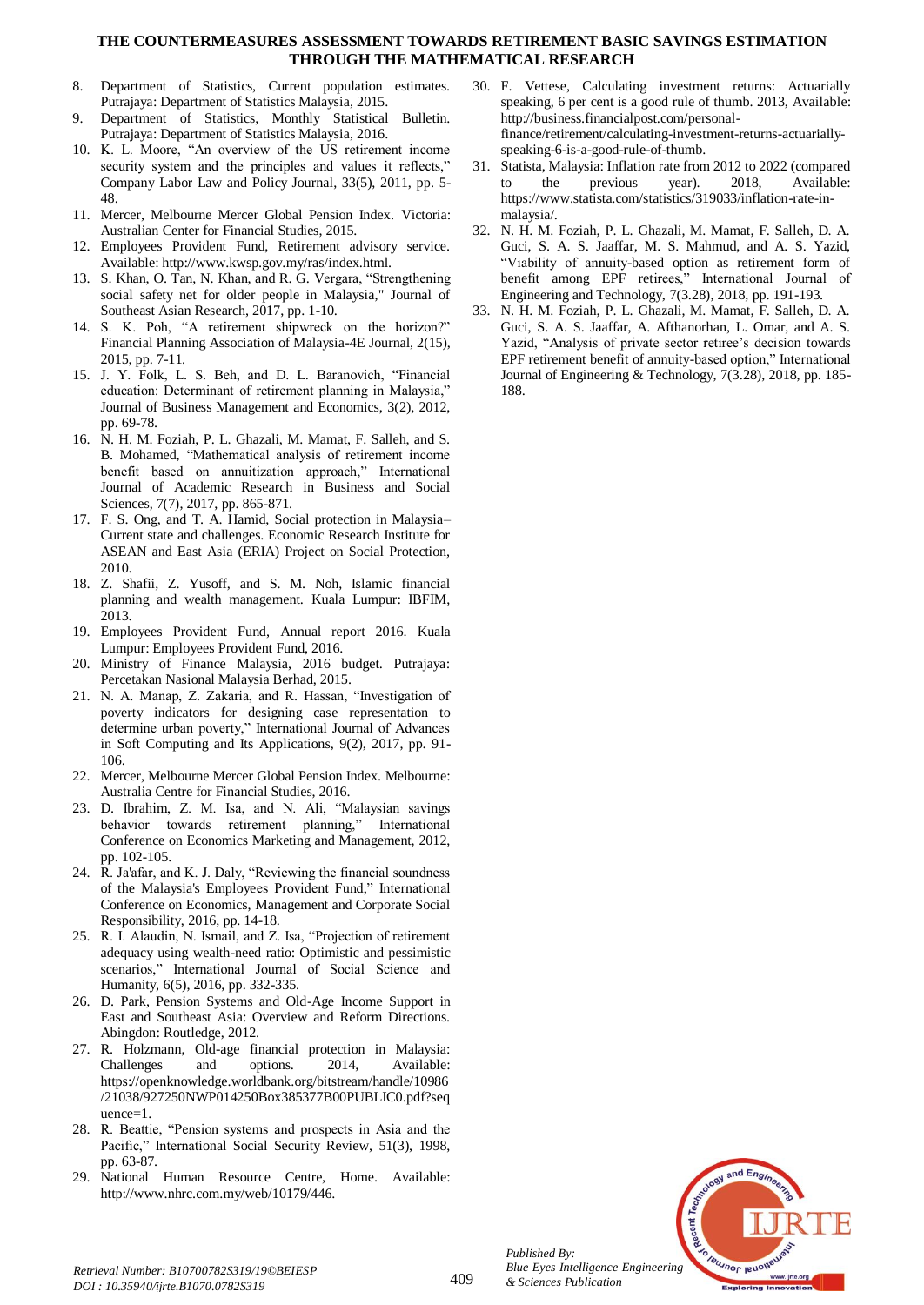8. Department of Statistics, Current population estimates. Putrajaya: Department of Statistics Malaysia, 2015.
9. Department of Statistics, Monthly Statistical Bulletin. Putrajaya: Department of Statistics Malaysia, 2016.
10. K. L. Moore, "An overview of the US retirement income security system and the principles and values it reflects," Company Labor Law and Policy Journal, 33(5), 2011, pp. 5-48.
11. Mercer, Melbourne Mercer Global Pension Index. Victoria: Australian Center for Financial Studies, 2015.
12. Employees Provident Fund, Retirement advisory service. Available: http://www.kwsp.gov.my/ras/index.html.
13. S. Khan, O. Tan, N. Khan, and R. G. Vergara, "Strengthening social safety net for older people in Malaysia," Journal of Southeast Asian Research, 2017, pp. 1-10.
14. S. K. Poh, "A retirement shipwreck on the horizon?" Financial Planning Association of Malaysia-4E Journal, 2(15), 2015, pp. 7-11.
15. J. Y. Folk, L. S. Beh, and D. L. Baranovich, "Financial education: Determinant of retirement planning in Malaysia," Journal of Business Management and Economics, 3(2), 2012, pp. 69-78.
16. N. H. M. Foziah, P. L. Ghazali, M. Mamat, F. Salleh, and S. B. Mohamed, "Mathematical analysis of retirement income benefit based on annuitization approach," International Journal of Academic Research in Business and Social Sciences, 7(7), 2017, pp. 865-871.
17. F. S. Ong, and T. A. Hamid, Social protection in Malaysia–Current state and challenges. Economic Research Institute for ASEAN and East Asia (ERIA) Project on Social Protection, 2010.
18. Z. Shafii, Z. Yusoff, and S. M. Noh, Islamic financial planning and wealth management. Kuala Lumpur: IBFIM, 2013.
19. Employees Provident Fund, Annual report 2016. Kuala Lumpur: Employees Provident Fund, 2016.
20. Ministry of Finance Malaysia, 2016 budget. Putrajaya: Percetakan Nasional Malaysia Berhad, 2015.
21. N. A. Manap, Z. Zakaria, and R. Hassan, "Investigation of poverty indicators for designing case representation to determine urban poverty," International Journal of Advances in Soft Computing and Its Applications, 9(2), 2017, pp. 91-106.
22. Mercer, Melbourne Mercer Global Pension Index. Melbourne: Australia Centre for Financial Studies, 2016.
23. D. Ibrahim, Z. M. Isa, and N. Ali, "Malaysian savings behavior towards retirement planning," International Conference on Economics Marketing and Management, 2012, pp. 102-105.
24. R. Ja'afar, and K. J. Daly, "Reviewing the financial soundness of the Malaysia's Employees Provident Fund," International Conference on Economics, Management and Corporate Social Responsibility, 2016, pp. 14-18.
25. R. I. Alaudin, N. Ismail, and Z. Isa, "Projection of retirement adequacy using wealth-need ratio: Optimistic and pessimistic scenarios," International Journal of Social Science and Humanity, 6(5), 2016, pp. 332-335.
26. D. Park, Pension Systems and Old-Age Income Support in East and Southeast Asia: Overview and Reform Directions. Abingdon: Routledge, 2012.
27. R. Holzmann, Old-age financial protection in Malaysia: Challenges and options. 2014, Available: https://openknowledge.worldbank.org/bitstream/handle/10986/21038/927250NWP014250Box385377B00PUBLIC0.pdf?sequence=1.
28. R. Beattie, "Pension systems and prospects in Asia and the Pacific," International Social Security Review, 51(3), 1998, pp. 63-87.
29. National Human Resource Centre, Home. Available: http://www.nhrc.com.my/web/10179/446.
30. F. Vettese, Calculating investment returns: Actuarially speaking, 6 per cent is a good rule of thumb. 2013, Available: http://business.financialpost.com/personal-finance/retirement/calculating-investment-returns-actuarially-speaking-6-is-a-good-rule-of-thumb.
31. Statista, Malaysia: Inflation rate from 2012 to 2022 (compared to the previous year). 2018, Available: https://www.statista.com/statistics/319033/inflation-rate-in-malaysia/.
32. N. H. M. Foziah, P. L. Ghazali, M. Mamat, F. Salleh, D. A. Guci, S. A. S. Jaaffar, M. S. Mahmud, and A. S. Yazid, "Viability of annuity-based option as retirement form of benefit among EPF retirees," International Journal of Engineering and Technology, 7(3.28), 2018, pp. 191-193.
33. N. H. M. Foziah, P. L. Ghazali, M. Mamat, F. Salleh, D. A. Guci, S. A. S. Jaaffar, A. Afthanorhan, L. Omar, and A. S. Yazid, "Analysis of private sector retiree's decision towards EPF retirement benefit of annuity-based option," International Journal of Engineering & Technology, 7(3.28), 2018, pp. 185-188.